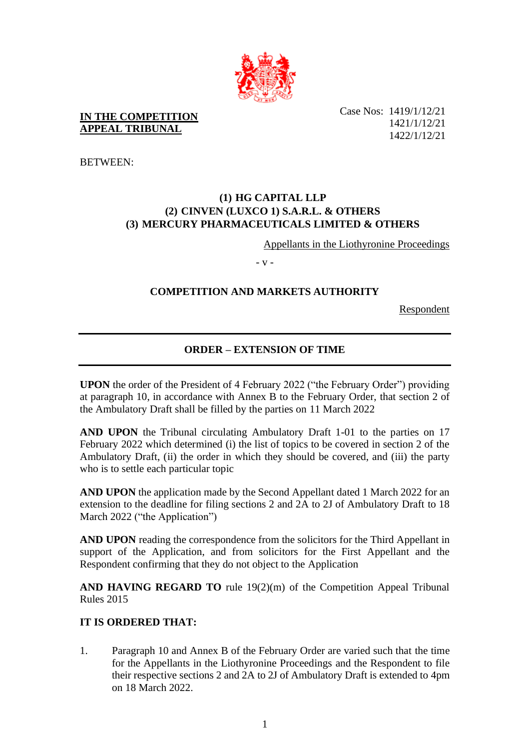**IN THE COMPETITION APPEAL TRIBUNAL**

Case Nos: 1419/1/12/21
1421/1/12/21
1422/1/12/21

BETWEEN:

**(1) HG CAPITAL LLP**
**(2) CINVEN (LUXCO 1) S.A.R.L. & OTHERS**
**(3) MERCURY PHARMACEUTICALS LIMITED & OTHERS**

Appellants in the Liothyronine Proceedings

\- v -

**COMPETITION AND MARKETS AUTHORITY**

Respondent

---

**ORDER – EXTENSION OF TIME**

---

**UPON** the order of the President of 4 February 2022 ("the February Order") providing at paragraph 10, in accordance with Annex B to the February Order, that section 2 of the Ambulatory Draft shall be filled by the parties on 11 March 2022

**AND UPON** the Tribunal circulating Ambulatory Draft 1-01 to the parties on 17 February 2022 which determined (i) the list of topics to be covered in section 2 of the Ambulatory Draft, (ii) the order in which they should be covered, and (iii) the party who is to settle each particular topic

**AND UPON** the application made by the Second Appellant dated 1 March 2022 for an extension to the deadline for filing sections 2 and 2A to 2J of Ambulatory Draft to 18 March 2022 ("the Application")

**AND UPON** reading the correspondence from the solicitors for the Third Appellant in support of the Application, and from solicitors for the First Appellant and the Respondent confirming that they do not object to the Application

**AND HAVING REGARD TO** rule 19(2)(m) of the Competition Appeal Tribunal Rules 2015

**IT IS ORDERED THAT:**

1. Paragraph 10 and Annex B of the February Order are varied such that the time for the Appellants in the Liothyronine Proceedings and the Respondent to file their respective sections 2 and 2A to 2J of Ambulatory Draft is extended to 4pm on 18 March 2022.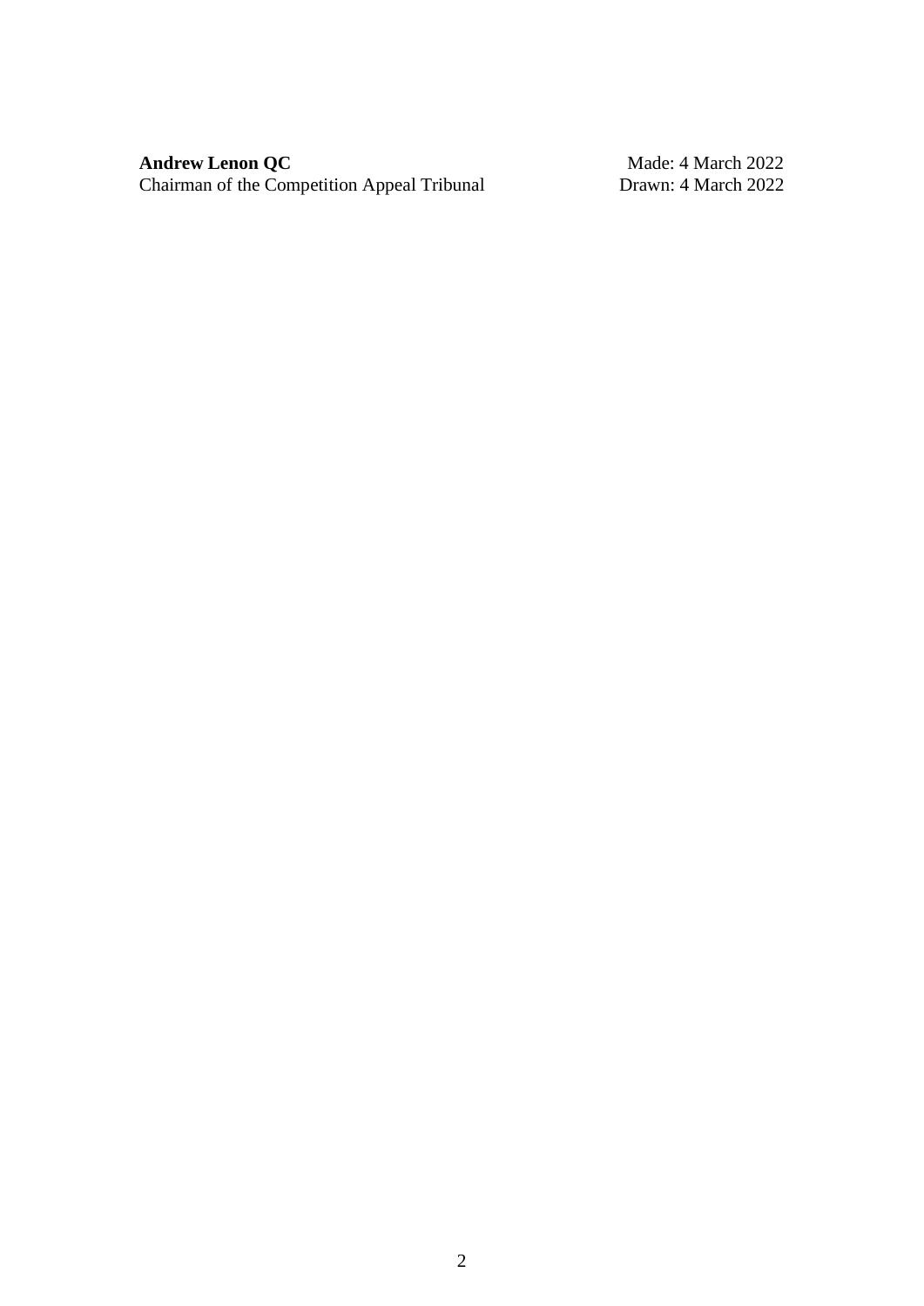**Andrew Lenon QC**
Chairman of the Competition Appeal Tribunal

Made: 4 March 2022
Drawn: 4 March 2022